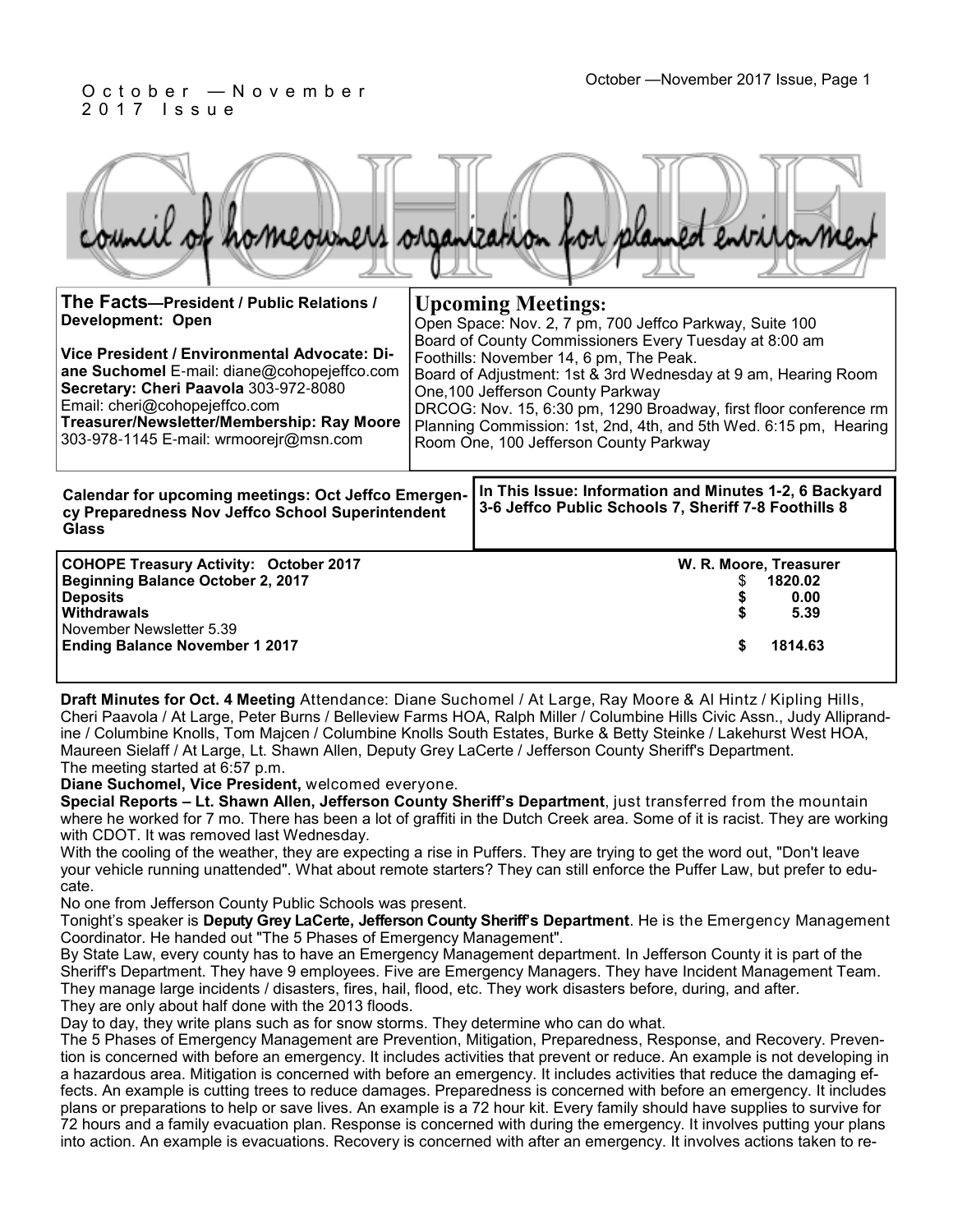October — November 2017 Issue

# COHOPE

council of homeowners organization for planned environment

**The Facts—President / Public Relations / Development: Open**

**Vice President / Environmental Advocate: Diane Suchomel** E-mail: diane@cohopejeffco.com
**Secretary: Cheri Paavola** 303-972-8080
Email: cheri@cohopejeffco.com
**Treasurer/Newsletter/Membership: Ray Moore** 303-978-1145 E-mail: wrmoorejr@msn.com

## Upcoming Meetings:

Open Space: Nov. 2, 7 pm, 700 Jeffco Parkway, Suite 100
Board of County Commissioners Every Tuesday at 8:00 am
Foothills: November 14, 6 pm, The Peak.
Board of Adjustment: 1st & 3rd Wednesday at 9 am, Hearing Room One,100 Jefferson County Parkway
DRCOG: Nov. 15, 6:30 pm, 1290 Broadway, first floor conference rm
Planning Commission: 1st, 2nd, 4th, and 5th Wed. 6:15 pm, Hearing Room One, 100 Jefferson County Parkway

**Calendar for upcoming meetings: Oct Jeffco Emergency Preparedness Nov Jeffco School Superintendent Glass**

**In This Issue: Information and Minutes 1-2, 6 Backyard 3-6 Jeffco Public Schools 7, Sheriff 7-8 Foothills 8**

| **COHOPE Treasury Activity: October 2017** | **W. R. Moore, Treasurer** |
|---|---|
| **Beginning Balance October 2, 2017** | $ **1820.02** |
| **Deposits** | **$ 0.00** |
| **Withdrawals** | **$ 5.39** |
| November Newsletter 5.39 | |
| **Ending Balance November 1 2017** | **$ 1814.63** |

**Draft Minutes for Oct. 4 Meeting** Attendance: Diane Suchomel / At Large, Ray Moore & Al Hintz / Kipling Hills, Cheri Paavola / At Large, Peter Burns / Belleview Farms HOA, Ralph Miller / Columbine Hills Civic Assn., Judy Alliprandine / Columbine Knolls, Tom Majcen / Columbine Knolls South Estates, Burke & Betty Steinke / Lakehurst West HOA, Maureen Sielaff / At Large, Lt. Shawn Allen, Deputy Grey LaCerte / Jefferson County Sheriff's Department.
The meeting started at 6:57 p.m.

**Diane Suchomel, Vice President,** welcomed everyone.

**Special Reports – Lt. Shawn Allen, Jefferson County Sheriff's Department**, just transferred from the mountain where he worked for 7 mo. There has been a lot of graffiti in the Dutch Creek area. Some of it is racist. They are working with CDOT. It was removed last Wednesday.

With the cooling of the weather, they are expecting a rise in Puffers. They are trying to get the word out, "Don't leave your vehicle running unattended". What about remote starters? They can still enforce the Puffer Law, but prefer to educate.

No one from Jefferson County Public Schools was present.

Tonight's speaker is **Deputy Grey LaCerte, Jefferson County Sheriff's Department**. He is the Emergency Management Coordinator. He handed out "The 5 Phases of Emergency Management".

By State Law, every county has to have an Emergency Management department. In Jefferson County it is part of the Sheriff's Department. They have 9 employees. Five are Emergency Managers. They have Incident Management Team. They manage large incidents / disasters, fires, hail, flood, etc. They work disasters before, during, and after.

They are only about half done with the 2013 floods.

Day to day, they write plans such as for snow storms. They determine who can do what.

The 5 Phases of Emergency Management are Prevention, Mitigation, Preparedness, Response, and Recovery. Prevention is concerned with before an emergency. It includes activities that prevent or reduce. An example is not developing in a hazardous area. Mitigation is concerned with before an emergency. It includes activities that reduce the damaging effects. An example is cutting trees to reduce damages. Preparedness is concerned with before an emergency. It includes plans or preparations to help or save lives. An example is a 72 hour kit. Every family should have supplies to survive for 72 hours and a family evacuation plan. Response is concerned with during the emergency. It involves putting your plans into action. An example is evacuations. Recovery is concerned with after an emergency. It involves actions taken to re-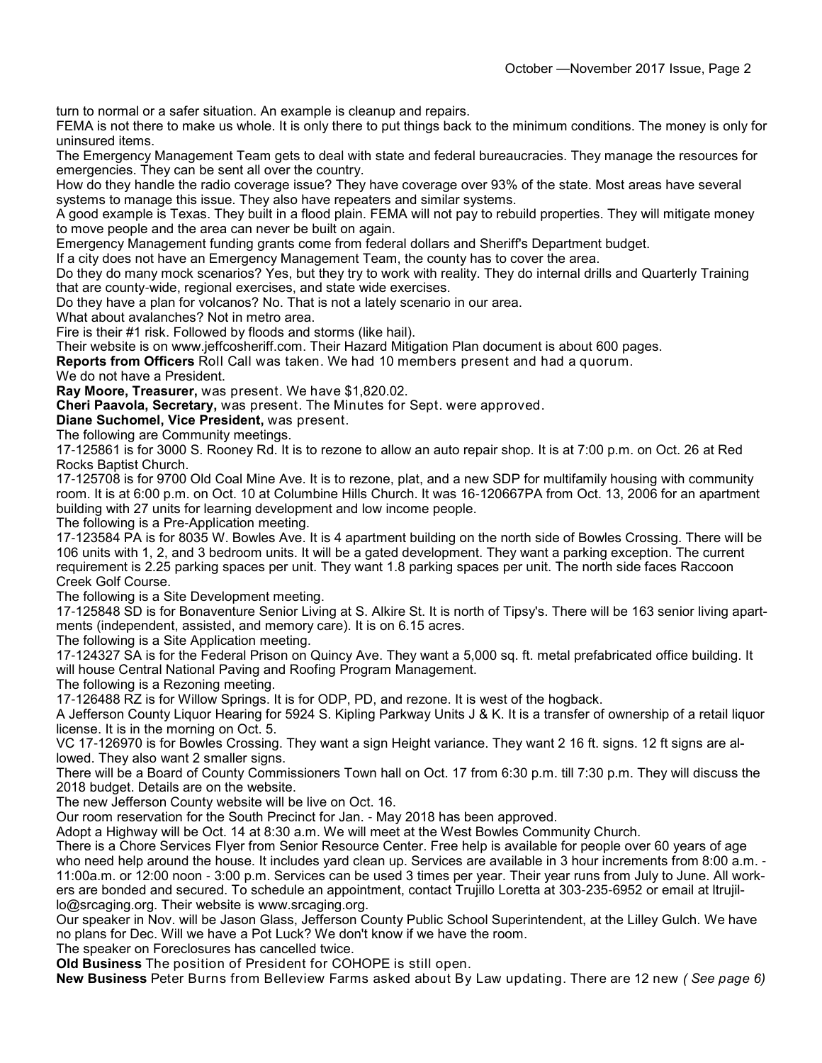turn to normal or a safer situation. An example is cleanup and repairs.

FEMA is not there to make us whole. It is only there to put things back to the minimum conditions. The money is only for uninsured items.

The Emergency Management Team gets to deal with state and federal bureaucracies. They manage the resources for emergencies. They can be sent all over the country.

How do they handle the radio coverage issue? They have coverage over 93% of the state. Most areas have several systems to manage this issue. They also have repeaters and similar systems.

A good example is Texas. They built in a flood plain. FEMA will not pay to rebuild properties. They will mitigate money to move people and the area can never be built on again.

Emergency Management funding grants come from federal dollars and Sheriff's Department budget.

If a city does not have an Emergency Management Team, the county has to cover the area.

Do they do many mock scenarios? Yes, but they try to work with reality. They do internal drills and Quarterly Training that are county-wide, regional exercises, and state wide exercises.

Do they have a plan for volcanos? No. That is not a lately scenario in our area.

What about avalanches? Not in metro area.

Fire is their #1 risk. Followed by floods and storms (like hail).

Their website is on www.jeffcosheriff.com. Their Hazard Mitigation Plan document is about 600 pages.

**Reports from Officers** Roll Call was taken. We had 10 members present and had a quorum.

We do not have a President.

**Ray Moore, Treasurer,** was present. We have $1,820.02.

**Cheri Paavola, Secretary,** was present. The Minutes for Sept. were approved.

**Diane Suchomel, Vice President,** was present.

The following are Community meetings.

17-125861 is for 3000 S. Rooney Rd. It is to rezone to allow an auto repair shop. It is at 7:00 p.m. on Oct. 26 at Red Rocks Baptist Church.

17-125708 is for 9700 Old Coal Mine Ave. It is to rezone, plat, and a new SDP for multifamily housing with community room. It is at 6:00 p.m. on Oct. 10 at Columbine Hills Church. It was 16-120667PA from Oct. 13, 2006 for an apartment building with 27 units for learning development and low income people.

The following is a Pre-Application meeting.

17-123584 PA is for 8035 W. Bowles Ave. It is 4 apartment building on the north side of Bowles Crossing. There will be 106 units with 1, 2, and 3 bedroom units. It will be a gated development. They want a parking exception. The current requirement is 2.25 parking spaces per unit. They want 1.8 parking spaces per unit. The north side faces Raccoon Creek Golf Course.

The following is a Site Development meeting.

17-125848 SD is for Bonaventure Senior Living at S. Alkire St. It is north of Tipsy's. There will be 163 senior living apartments (independent, assisted, and memory care). It is on 6.15 acres.

The following is a Site Application meeting.

17-124327 SA is for the Federal Prison on Quincy Ave. They want a 5,000 sq. ft. metal prefabricated office building. It will house Central National Paving and Roofing Program Management.

The following is a Rezoning meeting.

17-126488 RZ is for Willow Springs. It is for ODP, PD, and rezone. It is west of the hogback.

A Jefferson County Liquor Hearing for 5924 S. Kipling Parkway Units J & K. It is a transfer of ownership of a retail liquor license. It is in the morning on Oct. 5.

VC 17-126970 is for Bowles Crossing. They want a sign Height variance. They want 2 16 ft. signs. 12 ft signs are allowed. They also want 2 smaller signs.

There will be a Board of County Commissioners Town hall on Oct. 17 from 6:30 p.m. till 7:30 p.m. They will discuss the 2018 budget. Details are on the website.

The new Jefferson County website will be live on Oct. 16.

Our room reservation for the South Precinct for Jan. - May 2018 has been approved.

Adopt a Highway will be Oct. 14 at 8:30 a.m. We will meet at the West Bowles Community Church.

There is a Chore Services Flyer from Senior Resource Center. Free help is available for people over 60 years of age who need help around the house. It includes yard clean up. Services are available in 3 hour increments from 8:00 a.m. - 11:00a.m. or 12:00 noon - 3:00 p.m. Services can be used 3 times per year. Their year runs from July to June. All workers are bonded and secured. To schedule an appointment, contact Trujillo Loretta at 303-235-6952 or email at ltrujillo@srcaging.org. Their website is www.srcaging.org.

Our speaker in Nov. will be Jason Glass, Jefferson County Public School Superintendent, at the Lilley Gulch. We have no plans for Dec. Will we have a Pot Luck? We don't know if we have the room.

The speaker on Foreclosures has cancelled twice.

**Old Business** The position of President for COHOPE is still open.

**New Business** Peter Burns from Belleview Farms asked about By Law updating. There are 12 new *( See page 6)*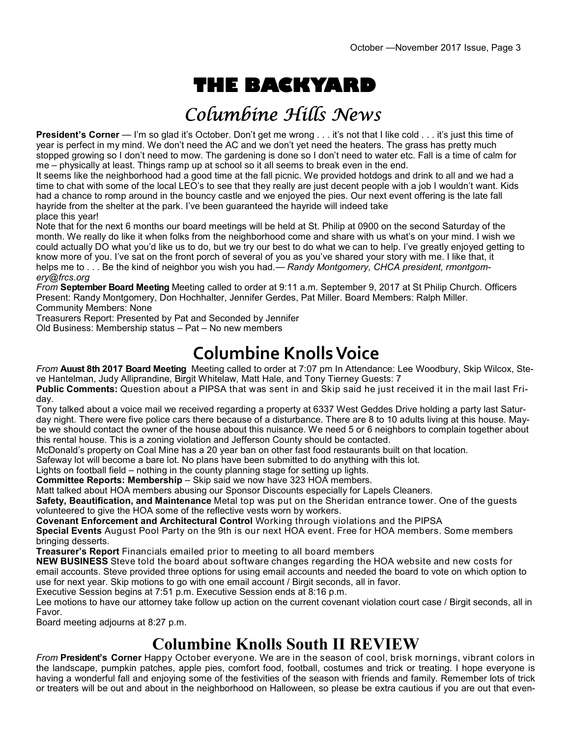# THE BACKYARD

## Columbine Hills News

**President's Corner** — I'm so glad it's October. Don't get me wrong . . . it's not that I like cold . . . it's just this time of year is perfect in my mind. We don't need the AC and we don't yet need the heaters. The grass has pretty much stopped growing so I don't need to mow. The gardening is done so I don't need to water etc. Fall is a time of calm for me – physically at least. Things ramp up at school so it all seems to break even in the end.

It seems like the neighborhood had a good time at the fall picnic. We provided hotdogs and drink to all and we had a time to chat with some of the local LEO's to see that they really are just decent people with a job I wouldn't want. Kids had a chance to romp around in the bouncy castle and we enjoyed the pies. Our next event offering is the late fall hayride from the shelter at the park. I've been guaranteed the hayride will indeed take place this year!

Note that for the next 6 months our board meetings will be held at St. Philip at 0900 on the second Saturday of the month. We really do like it when folks from the neighborhood come and share with us what's on your mind. I wish we could actually DO what you'd like us to do, but we try our best to do what we can to help. I've greatly enjoyed getting to know more of you. I've sat on the front porch of several of you as you've shared your story with me. I like that, it helps me to . . . Be the kind of neighbor you wish you had.— *Randy Montgomery, CHCA president, rmontgomery@frcs.org*

*From* **September Board Meeting** Meeting called to order at 9:11 a.m. September 9, 2017 at St Philip Church. Officers Present: Randy Montgomery, Don Hochhalter, Jennifer Gerdes, Pat Miller. Board Members: Ralph Miller. Community Members: None

Treasurers Report: Presented by Pat and Seconded by Jennifer

Old Business: Membership status – Pat – No new members

## Columbine Knolls Voice

*From* **Auust 8th 2017 Board Meeting** Meeting called to order at 7:07 pm In Attendance: Lee Woodbury, Skip Wilcox, Steve Hantelman, Judy Alliprandine, Birgit Whitelaw, Matt Hale, and Tony Tierney Guests: 7

**Public Comments:** Question about a PIPSA that was sent in and Skip said he just received it in the mail last Friday.

Tony talked about a voice mail we received regarding a property at 6337 West Geddes Drive holding a party last Saturday night. There were five police cars there because of a disturbance. There are 8 to 10 adults living at this house. Maybe we should contact the owner of the house about this nuisance. We need 5 or 6 neighbors to complain together about this rental house. This is a zoning violation and Jefferson County should be contacted.

McDonald's property on Coal Mine has a 20 year ban on other fast food restaurants built on that location.

Safeway lot will become a bare lot. No plans have been submitted to do anything with this lot.

Lights on football field – nothing in the county planning stage for setting up lights.

**Committee Reports: Membership** – Skip said we now have 323 HOA members.

Matt talked about HOA members abusing our Sponsor Discounts especially for Lapels Cleaners.

**Safety, Beautification, and Maintenance** Metal top was put on the Sheridan entrance tower. One of the guests volunteered to give the HOA some of the reflective vests worn by workers.

**Covenant Enforcement and Architectural Control** Working through violations and the PIPSA

**Special Events** August Pool Party on the 9th is our next HOA event. Free for HOA members. Some members bringing desserts.

**Treasurer's Report** Financials emailed prior to meeting to all board members

**NEW BUSINESS** Steve told the board about software changes regarding the HOA website and new costs for email accounts. Steve provided three options for using email accounts and needed the board to vote on which option to use for next year. Skip motions to go with one email account / Birgit seconds, all in favor.

Executive Session begins at 7:51 p.m. Executive Session ends at 8:16 p.m.

Lee motions to have our attorney take follow up action on the current covenant violation court case / Birgit seconds, all in Favor.

Board meeting adjourns at 8:27 p.m.

## Columbine Knolls South II REVIEW

*From* **President's Corner** Happy October everyone. We are in the season of cool, brisk mornings, vibrant colors in the landscape, pumpkin patches, apple pies, comfort food, football, costumes and trick or treating. I hope everyone is having a wonderful fall and enjoying some of the festivities of the season with friends and family. Remember lots of trick or treaters will be out and about in the neighborhood on Halloween, so please be extra cautious if you are out that even-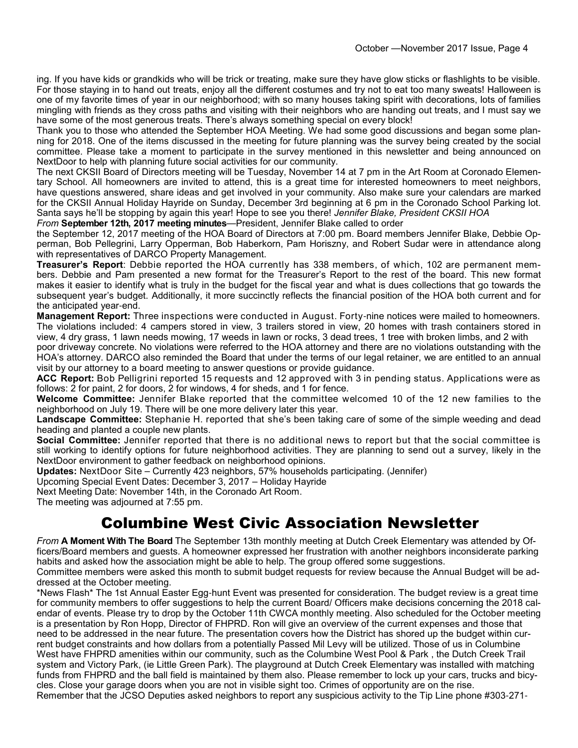ing. If you have kids or grandkids who will be trick or treating, make sure they have glow sticks or flashlights to be visible. For those staying in to hand out treats, enjoy all the different costumes and try not to eat too many sweats! Halloween is one of my favorite times of year in our neighborhood; with so many houses taking spirit with decorations, lots of families mingling with friends as they cross paths and visiting with their neighbors who are handing out treats, and I must say we have some of the most generous treats. There's always something special on every block!

Thank you to those who attended the September HOA Meeting. We had some good discussions and began some planning for 2018. One of the items discussed in the meeting for future planning was the survey being created by the social committee. Please take a moment to participate in the survey mentioned in this newsletter and being announced on NextDoor to help with planning future social activities for our community.

The next CKSII Board of Directors meeting will be Tuesday, November 14 at 7 pm in the Art Room at Coronado Elementary School. All homeowners are invited to attend, this is a great time for interested homeowners to meet neighbors, have questions answered, share ideas and get involved in your community. Also make sure your calendars are marked for the CKSII Annual Holiday Hayride on Sunday, December 3rd beginning at 6 pm in the Coronado School Parking lot. Santa says he'll be stopping by again this year! Hope to see you there! *Jennifer Blake, President CKSII HOA*

*From* **September 12th, 2017 meeting minutes**—President, Jennifer Blake called to order the September 12, 2017 meeting of the HOA Board of Directors at 7:00 pm. Board members Jennifer Blake, Debbie Opperman, Bob Pellegrini, Larry Opperman, Bob Haberkorn, Pam Horiszny, and Robert Sudar were in attendance along with representatives of DARCO Property Management.

**Treasurer's Report**: Debbie reported the HOA currently has 338 members, of which, 102 are permanent members. Debbie and Pam presented a new format for the Treasurer's Report to the rest of the board. This new format makes it easier to identify what is truly in the budget for the fiscal year and what is dues collections that go towards the subsequent year's budget. Additionally, it more succinctly reflects the financial position of the HOA both current and for the anticipated year-end.

**Management Report:** Three inspections were conducted in August. Forty-nine notices were mailed to homeowners. The violations included: 4 campers stored in view, 3 trailers stored in view, 20 homes with trash containers stored in view, 4 dry grass, 1 lawn needs mowing, 17 weeds in lawn or rocks, 3 dead trees, 1 tree with broken limbs, and 2 with poor driveway concrete. No violations were referred to the HOA attorney and there are no violations outstanding with the HOA's attorney. DARCO also reminded the Board that under the terms of our legal retainer, we are entitled to an annual visit by our attorney to a board meeting to answer questions or provide guidance.

**ACC Report:** Bob Pelligrini reported 15 requests and 12 approved with 3 in pending status. Applications were as follows: 2 for paint, 2 for doors, 2 for windows, 4 for sheds, and 1 for fence.

**Welcome Committee:** Jennifer Blake reported that the committee welcomed 10 of the 12 new families to the neighborhood on July 19. There will be one more delivery later this year.

**Landscape Committee:** Stephanie H. reported that she's been taking care of some of the simple weeding and dead heading and planted a couple new plants.

**Social Committee:** Jennifer reported that there is no additional news to report but that the social committee is still working to identify options for future neighborhood activities. They are planning to send out a survey, likely in the NextDoor environment to gather feedback on neighborhood opinions.

**Updates:** NextDoor Site – Currently 423 neighbors, 57% households participating. (Jennifer)

Upcoming Special Event Dates: December 3, 2017 – Holiday Hayride

Next Meeting Date: November 14th, in the Coronado Art Room.

The meeting was adjourned at 7:55 pm.

# Columbine West Civic Association Newsletter

*From* **A Moment With The Board** The September 13th monthly meeting at Dutch Creek Elementary was attended by Officers/Board members and guests. A homeowner expressed her frustration with another neighbors inconsiderate parking habits and asked how the association might be able to help. The group offered some suggestions.

Committee members were asked this month to submit budget requests for review because the Annual Budget will be addressed at the October meeting.

*News Flash* The 1st Annual Easter Egg-hunt Event was presented for consideration. The budget review is a great time for community members to offer suggestions to help the current Board/ Officers make decisions concerning the 2018 calendar of events. Please try to drop by the October 11th CWCA monthly meeting. Also scheduled for the October meeting is a presentation by Ron Hopp, Director of FHPRD. Ron will give an overview of the current expenses and those that need to be addressed in the near future. The presentation covers how the District has shored up the budget within current budget constraints and how dollars from a potentially Passed Mil Levy will be utilized. Those of us in Columbine West have FHPRD amenities within our community, such as the Columbine West Pool & Park , the Dutch Creek Trail system and Victory Park, (ie Little Green Park). The playground at Dutch Creek Elementary was installed with matching funds from FHPRD and the ball field is maintained by them also. Please remember to lock up your cars, trucks and bicycles. Close your garage doors when you are not in visible sight too. Crimes of opportunity are on the rise.

Remember that the JCSO Deputies asked neighbors to report any suspicious activity to the Tip Line phone #303-271-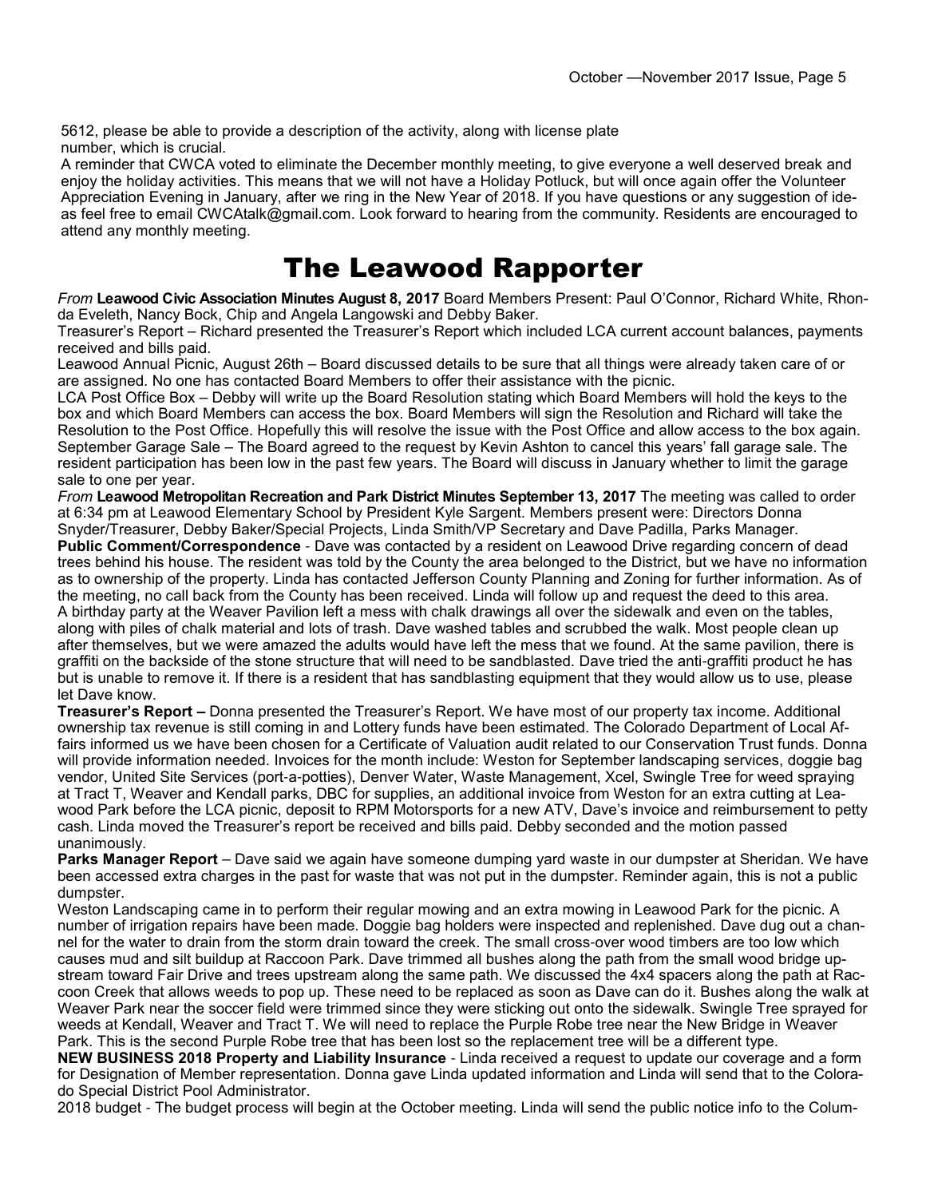5612, please be able to provide a description of the activity, along with license plate number, which is crucial.

A reminder that CWCA voted to eliminate the December monthly meeting, to give everyone a well deserved break and enjoy the holiday activities. This means that we will not have a Holiday Potluck, but will once again offer the Volunteer Appreciation Evening in January, after we ring in the New Year of 2018. If you have questions or any suggestion of ideas feel free to email CWCAtalk@gmail.com. Look forward to hearing from the community. Residents are encouraged to attend any monthly meeting.

# The Leawood Rapporter

*From* **Leawood Civic Association Minutes August 8, 2017** Board Members Present: Paul O'Connor, Richard White, Rhonda Eveleth, Nancy Bock, Chip and Angela Langowski and Debby Baker.

Treasurer's Report – Richard presented the Treasurer's Report which included LCA current account balances, payments received and bills paid.

Leawood Annual Picnic, August 26th – Board discussed details to be sure that all things were already taken care of or are assigned. No one has contacted Board Members to offer their assistance with the picnic.

LCA Post Office Box – Debby will write up the Board Resolution stating which Board Members will hold the keys to the box and which Board Members can access the box. Board Members will sign the Resolution and Richard will take the Resolution to the Post Office. Hopefully this will resolve the issue with the Post Office and allow access to the box again.

September Garage Sale – The Board agreed to the request by Kevin Ashton to cancel this years' fall garage sale. The resident participation has been low in the past few years. The Board will discuss in January whether to limit the garage sale to one per year.

*From* **Leawood Metropolitan Recreation and Park District Minutes September 13, 2017** The meeting was called to order at 6:34 pm at Leawood Elementary School by President Kyle Sargent. Members present were: Directors Donna Snyder/Treasurer, Debby Baker/Special Projects, Linda Smith/VP Secretary and Dave Padilla, Parks Manager.

**Public Comment/Correspondence** - Dave was contacted by a resident on Leawood Drive regarding concern of dead trees behind his house. The resident was told by the County the area belonged to the District, but we have no information as to ownership of the property. Linda has contacted Jefferson County Planning and Zoning for further information. As of the meeting, no call back from the County has been received. Linda will follow up and request the deed to this area.

A birthday party at the Weaver Pavilion left a mess with chalk drawings all over the sidewalk and even on the tables, along with piles of chalk material and lots of trash. Dave washed tables and scrubbed the walk. Most people clean up after themselves, but we were amazed the adults would have left the mess that we found. At the same pavilion, there is graffiti on the backside of the stone structure that will need to be sandblasted. Dave tried the anti-graffiti product he has but is unable to remove it. If there is a resident that has sandblasting equipment that they would allow us to use, please let Dave know.

**Treasurer's Report –** Donna presented the Treasurer's Report. We have most of our property tax income. Additional ownership tax revenue is still coming in and Lottery funds have been estimated. The Colorado Department of Local Affairs informed us we have been chosen for a Certificate of Valuation audit related to our Conservation Trust funds. Donna will provide information needed. Invoices for the month include: Weston for September landscaping services, doggie bag vendor, United Site Services (port-a-potties), Denver Water, Waste Management, Xcel, Swingle Tree for weed spraying at Tract T, Weaver and Kendall parks, DBC for supplies, an additional invoice from Weston for an extra cutting at Leawood Park before the LCA picnic, deposit to RPM Motorsports for a new ATV, Dave's invoice and reimbursement to petty cash. Linda moved the Treasurer's report be received and bills paid. Debby seconded and the motion passed unanimously.

**Parks Manager Report** – Dave said we again have someone dumping yard waste in our dumpster at Sheridan. We have been accessed extra charges in the past for waste that was not put in the dumpster. Reminder again, this is not a public dumpster.

Weston Landscaping came in to perform their regular mowing and an extra mowing in Leawood Park for the picnic. A number of irrigation repairs have been made. Doggie bag holders were inspected and replenished. Dave dug out a channel for the water to drain from the storm drain toward the creek. The small cross-over wood timbers are too low which causes mud and silt buildup at Raccoon Park. Dave trimmed all bushes along the path from the small wood bridge upstream toward Fair Drive and trees upstream along the same path. We discussed the 4x4 spacers along the path at Raccoon Creek that allows weeds to pop up. These need to be replaced as soon as Dave can do it. Bushes along the walk at Weaver Park near the soccer field were trimmed since they were sticking out onto the sidewalk. Swingle Tree sprayed for weeds at Kendall, Weaver and Tract T. We will need to replace the Purple Robe tree near the New Bridge in Weaver Park. This is the second Purple Robe tree that has been lost so the replacement tree will be a different type.

**NEW BUSINESS 2018 Property and Liability Insurance** - Linda received a request to update our coverage and a form for Designation of Member representation. Donna gave Linda updated information and Linda will send that to the Colorado Special District Pool Administrator.

2018 budget - The budget process will begin at the October meeting. Linda will send the public notice info to the Colum-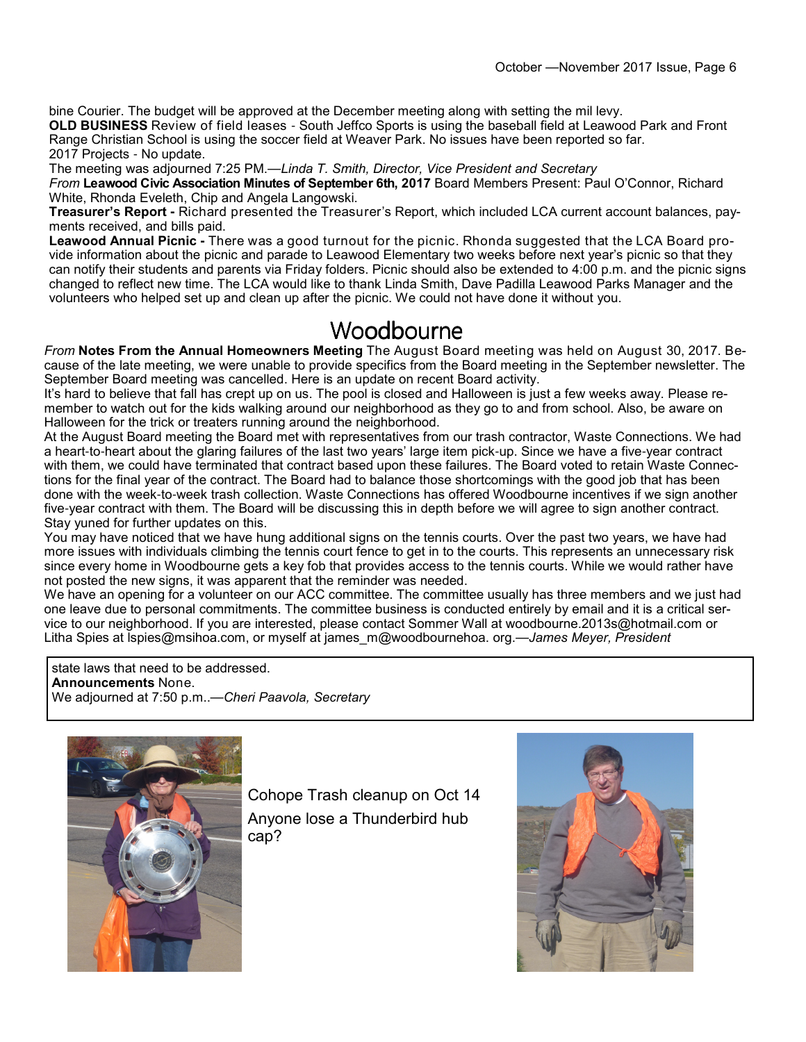bine Courier. The budget will be approved at the December meeting along with setting the mil levy.

**OLD BUSINESS** Review of field leases - South Jeffco Sports is using the baseball field at Leawood Park and Front Range Christian School is using the soccer field at Weaver Park. No issues have been reported so far.

2017 Projects - No update.

The meeting was adjourned 7:25 PM.—*Linda T. Smith, Director, Vice President and Secretary*

*From* **Leawood Civic Association Minutes of September 6th, 2017** Board Members Present: Paul O'Connor, Richard White, Rhonda Eveleth, Chip and Angela Langowski.

**Treasurer's Report -** Richard presented the Treasurer's Report, which included LCA current account balances, payments received, and bills paid.

**Leawood Annual Picnic -** There was a good turnout for the picnic. Rhonda suggested that the LCA Board provide information about the picnic and parade to Leawood Elementary two weeks before next year's picnic so that they can notify their students and parents via Friday folders. Picnic should also be extended to 4:00 p.m. and the picnic signs changed to reflect new time. The LCA would like to thank Linda Smith, Dave Padilla Leawood Parks Manager and the volunteers who helped set up and clean up after the picnic. We could not have done it without you.

# Woodbourne

*From* **Notes From the Annual Homeowners Meeting** The August Board meeting was held on August 30, 2017. Because of the late meeting, we were unable to provide specifics from the Board meeting in the September newsletter. The September Board meeting was cancelled. Here is an update on recent Board activity.

It's hard to believe that fall has crept up on us. The pool is closed and Halloween is just a few weeks away. Please remember to watch out for the kids walking around our neighborhood as they go to and from school. Also, be aware on Halloween for the trick or treaters running around the neighborhood.

At the August Board meeting the Board met with representatives from our trash contractor, Waste Connections. We had a heart-to-heart about the glaring failures of the last two years' large item pick-up. Since we have a five-year contract with them, we could have terminated that contract based upon these failures. The Board voted to retain Waste Connections for the final year of the contract. The Board had to balance those shortcomings with the good job that has been done with the week-to-week trash collection. Waste Connections has offered Woodbourne incentives if we sign another five-year contract with them. The Board will be discussing this in depth before we will agree to sign another contract. Stay yuned for further updates on this.

You may have noticed that we have hung additional signs on the tennis courts. Over the past two years, we have had more issues with individuals climbing the tennis court fence to get in to the courts. This represents an unnecessary risk since every home in Woodbourne gets a key fob that provides access to the tennis courts. While we would rather have not posted the new signs, it was apparent that the reminder was needed.

We have an opening for a volunteer on our ACC committee. The committee usually has three members and we just had one leave due to personal commitments. The committee business is conducted entirely by email and it is a critical service to our neighborhood. If you are interested, please contact Sommer Wall at woodbourne.2013s@hotmail.com or Litha Spies at lspies@msihoa.com, or myself at james_m@woodbournehoa. org.—*James Meyer, President*

state laws that need to be addressed.

**Announcements** None.

We adjourned at 7:50 p.m..—*Cheri Paavola, Secretary*

Cohope Trash cleanup on Oct 14

Anyone lose a Thunderbird hub cap?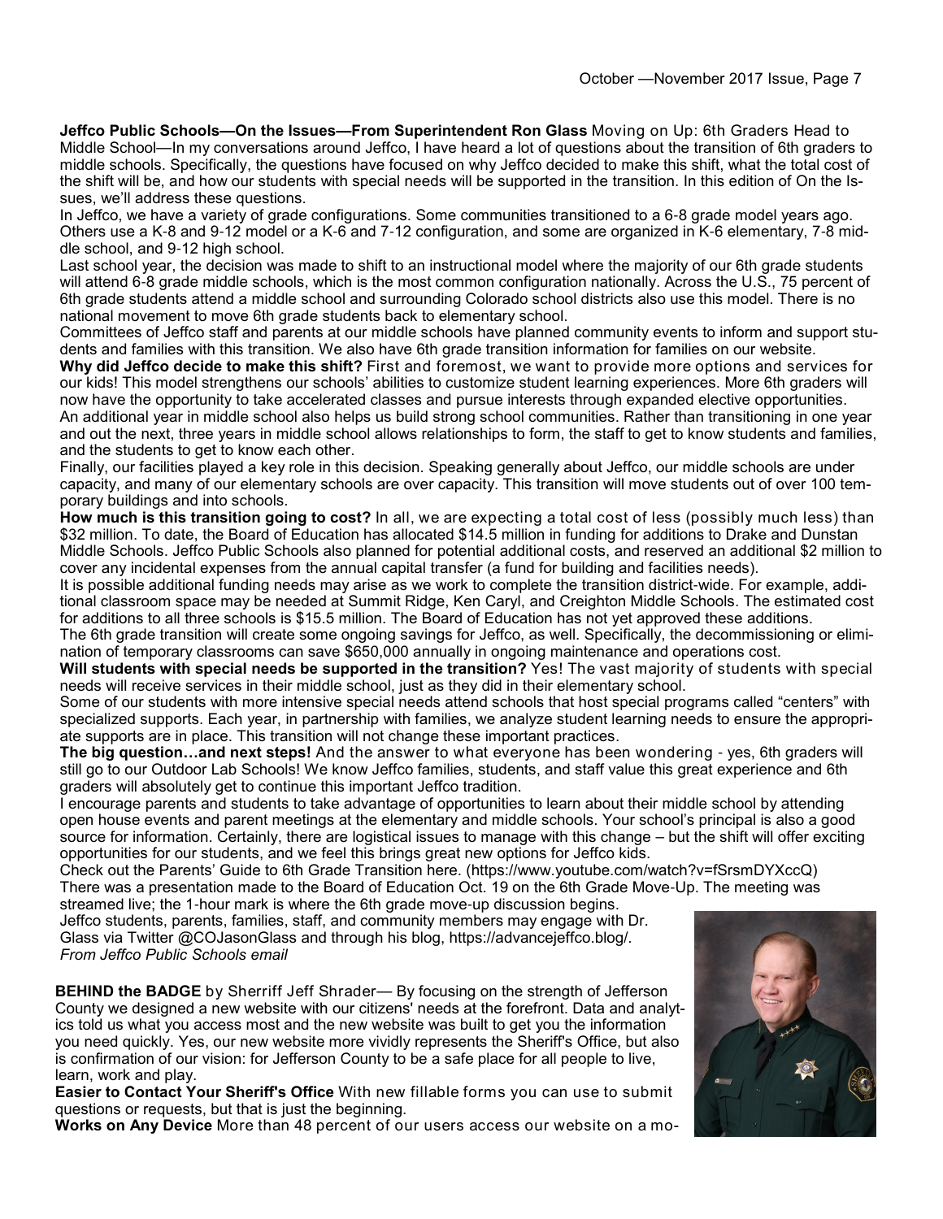**Jeffco Public Schools—On the Issues—From Superintendent Ron Glass** Moving on Up: 6th Graders Head to Middle School—In my conversations around Jeffco, I have heard a lot of questions about the transition of 6th graders to middle schools. Specifically, the questions have focused on why Jeffco decided to make this shift, what the total cost of the shift will be, and how our students with special needs will be supported in the transition. In this edition of On the Issues, we'll address these questions.

In Jeffco, we have a variety of grade configurations. Some communities transitioned to a 6-8 grade model years ago. Others use a K-8 and 9-12 model or a K-6 and 7-12 configuration, and some are organized in K-6 elementary, 7-8 middle school, and 9-12 high school.

Last school year, the decision was made to shift to an instructional model where the majority of our 6th grade students will attend 6-8 grade middle schools, which is the most common configuration nationally. Across the U.S., 75 percent of 6th grade students attend a middle school and surrounding Colorado school districts also use this model. There is no national movement to move 6th grade students back to elementary school.

Committees of Jeffco staff and parents at our middle schools have planned community events to inform and support students and families with this transition. We also have 6th grade transition information for families on our website.

**Why did Jeffco decide to make this shift?** First and foremost, we want to provide more options and services for our kids! This model strengthens our schools' abilities to customize student learning experiences. More 6th graders will now have the opportunity to take accelerated classes and pursue interests through expanded elective opportunities.

An additional year in middle school also helps us build strong school communities. Rather than transitioning in one year and out the next, three years in middle school allows relationships to form, the staff to get to know students and families, and the students to get to know each other.

Finally, our facilities played a key role in this decision. Speaking generally about Jeffco, our middle schools are under capacity, and many of our elementary schools are over capacity. This transition will move students out of over 100 temporary buildings and into schools.

**How much is this transition going to cost?** In all, we are expecting a total cost of less (possibly much less) than $32 million. To date, the Board of Education has allocated $14.5 million in funding for additions to Drake and Dunstan Middle Schools. Jeffco Public Schools also planned for potential additional costs, and reserved an additional $2 million to cover any incidental expenses from the annual capital transfer (a fund for building and facilities needs).

It is possible additional funding needs may arise as we work to complete the transition district-wide. For example, additional classroom space may be needed at Summit Ridge, Ken Caryl, and Creighton Middle Schools. The estimated cost for additions to all three schools is $15.5 million. The Board of Education has not yet approved these additions.

The 6th grade transition will create some ongoing savings for Jeffco, as well. Specifically, the decommissioning or elimination of temporary classrooms can save $650,000 annually in ongoing maintenance and operations cost.

**Will students with special needs be supported in the transition?** Yes! The vast majority of students with special needs will receive services in their middle school, just as they did in their elementary school.

Some of our students with more intensive special needs attend schools that host special programs called "centers" with specialized supports. Each year, in partnership with families, we analyze student learning needs to ensure the appropriate supports are in place. This transition will not change these important practices.

**The big question…and next steps!** And the answer to what everyone has been wondering - yes, 6th graders will still go to our Outdoor Lab Schools! We know Jeffco families, students, and staff value this great experience and 6th graders will absolutely get to continue this important Jeffco tradition.

I encourage parents and students to take advantage of opportunities to learn about their middle school by attending open house events and parent meetings at the elementary and middle schools. Your school's principal is also a good source for information. Certainly, there are logistical issues to manage with this change – but the shift will offer exciting opportunities for our students, and we feel this brings great new options for Jeffco kids.

Check out the Parents' Guide to 6th Grade Transition here. (https://www.youtube.com/watch?v=fSrsmDYXccQ)

There was a presentation made to the Board of Education Oct. 19 on the 6th Grade Move-Up. The meeting was streamed live; the 1-hour mark is where the 6th grade move-up discussion begins.

Jeffco students, parents, families, staff, and community members may engage with Dr. Glass via Twitter @COJasonGlass and through his blog, https://advancejeffco.blog/.

*From Jeffco Public Schools email*

**BEHIND the BADGE** by Sherriff Jeff Shrader— By focusing on the strength of Jefferson County we designed a new website with our citizens' needs at the forefront. Data and analytics told us what you access most and the new website was built to get you the information you need quickly. Yes, our new website more vividly represents the Sheriff's Office, but also is confirmation of our vision: for Jefferson County to be a safe place for all people to live, learn, work and play.

**Easier to Contact Your Sheriff's Office** With new fillable forms you can use to submit questions or requests, but that is just the beginning.

**Works on Any Device** More than 48 percent of our users access our website on a mo-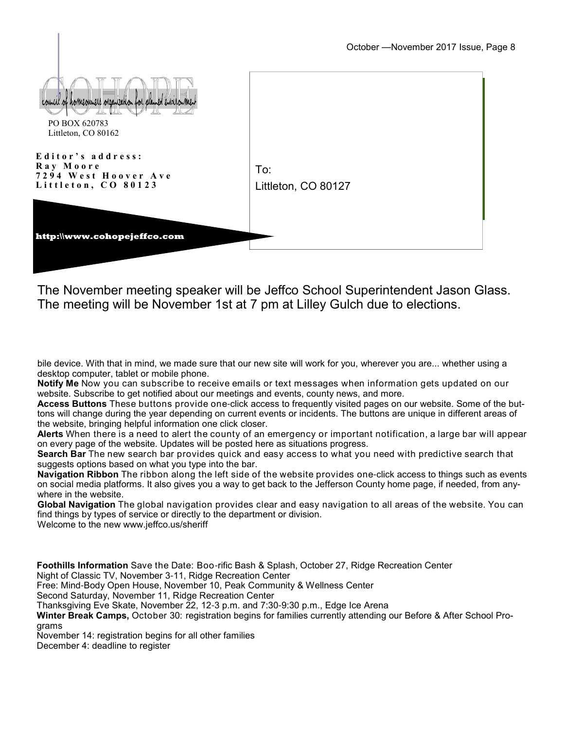COHOPE

council of homeowners organization for planned environment

PO BOX 620783
Littleton, CO 80162

**Editor's address:**
**Ray Moore**
**7294 West Hoover Ave**
**Littleton, CO 80123**

**http:\\www.cohopejeffco.com**

To:

Littleton, CO 80127

The November meeting speaker will be Jeffco School Superintendent Jason Glass. The meeting will be November 1st at 7 pm at Lilley Gulch due to elections.

bile device. With that in mind, we made sure that our new site will work for you, wherever you are... whether using a desktop computer, tablet or mobile phone.

**Notify Me** Now you can subscribe to receive emails or text messages when information gets updated on our website. Subscribe to get notified about our meetings and events, county news, and more.

**Access Buttons** These buttons provide one-click access to frequently visited pages on our website. Some of the buttons will change during the year depending on current events or incidents. The buttons are unique in different areas of the website, bringing helpful information one click closer.

**Alerts** When there is a need to alert the county of an emergency or important notification, a large bar will appear on every page of the website. Updates will be posted here as situations progress.

**Search Bar** The new search bar provides quick and easy access to what you need with predictive search that suggests options based on what you type into the bar.

**Navigation Ribbon** The ribbon along the left side of the website provides one-click access to things such as events on social media platforms. It also gives you a way to get back to the Jefferson County home page, if needed, from anywhere in the website.

**Global Navigation** The global navigation provides clear and easy navigation to all areas of the website. You can find things by types of service or directly to the department or division.

Welcome to the new www.jeffco.us/sheriff

**Foothills Information** Save the Date: Boo-rific Bash & Splash, October 27, Ridge Recreation Center

Night of Classic TV, November 3-11, Ridge Recreation Center

Free: Mind-Body Open House, November 10, Peak Community & Wellness Center

Second Saturday, November 11, Ridge Recreation Center

Thanksgiving Eve Skate, November 22, 12-3 p.m. and 7:30-9:30 p.m., Edge Ice Arena

**Winter Break Camps,** October 30: registration begins for families currently attending our Before & After School Programs

November 14: registration begins for all other families

December 4: deadline to register